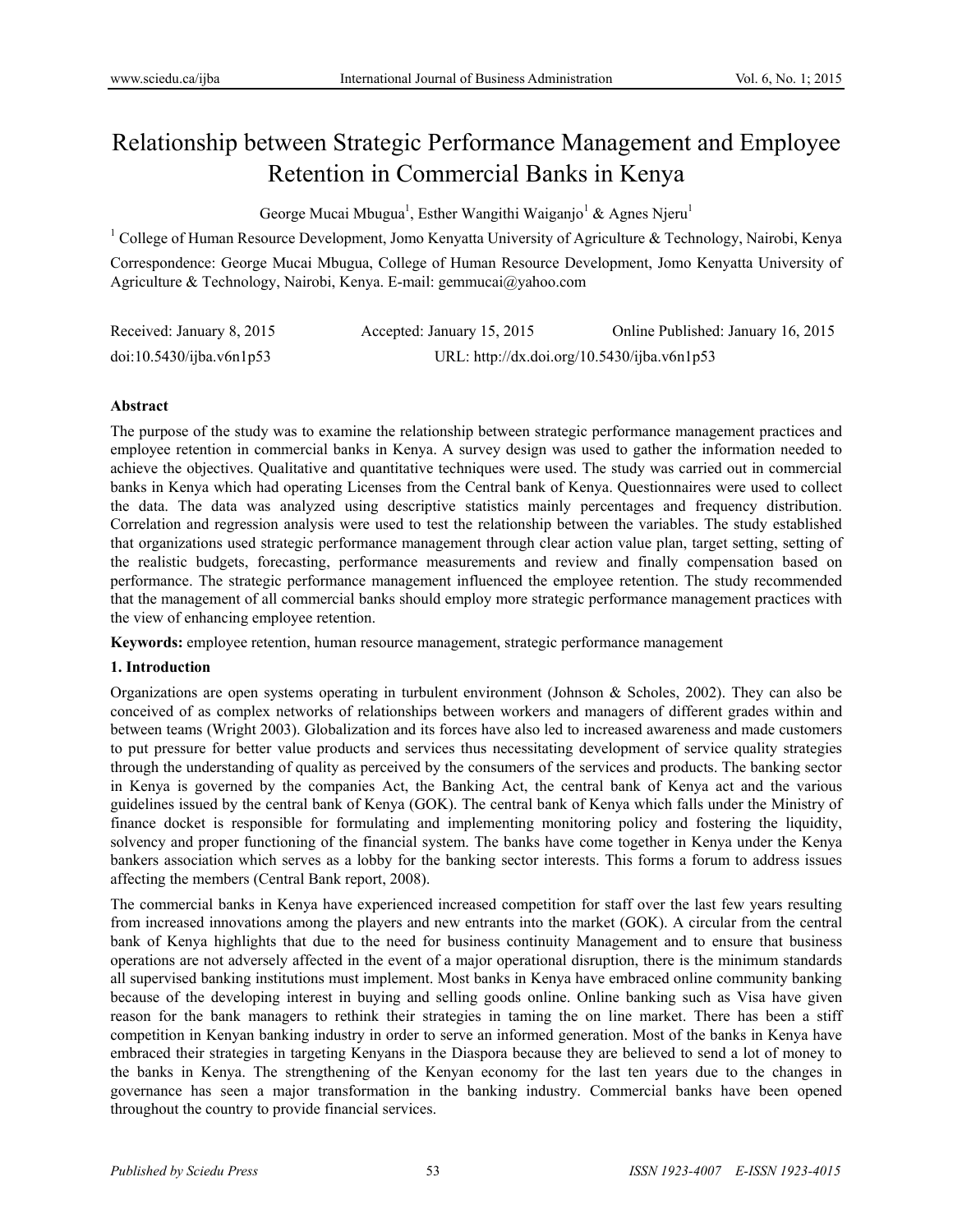# Relationship between Strategic Performance Management and Employee Retention in Commercial Banks in Kenya

George Mucai Mbugua[1], Esther Wangithi Waiganjo[1] & Agnes Njeru[1]

[1] College of Human Resource Development, Jomo Kenyatta University of Agriculture & Technology, Nairobi, Kenya

Correspondence: George Mucai Mbugua, College of Human Resource Development, Jomo Kenyatta University of Agriculture & Technology, Nairobi, Kenya. E-mail: gemmucai@yahoo.com

Received: January 8, 2015 Accepted: January 15, 2015 Online Published: January 16, 2015

doi:10.5430/ijba.v6n1p53 URL: http://dx.doi.org/10.5430/ijba.v6n1p53

**Abstract**

The purpose of the study was to examine the relationship between strategic performance management practices and employee retention in commercial banks in Kenya. A survey design was used to gather the information needed to achieve the objectives. Qualitative and quantitative techniques were used. The study was carried out in commercial banks in Kenya which had operating Licenses from the Central bank of Kenya. Questionnaires were used to collect the data. The data was analyzed using descriptive statistics mainly percentages and frequency distribution. Correlation and regression analysis were used to test the relationship between the variables. The study established that organizations used strategic performance management through clear action value plan, target setting, setting of the realistic budgets, forecasting, performance measurements and review and finally compensation based on performance. The strategic performance management influenced the employee retention. The study recommended that the management of all commercial banks should employ more strategic performance management practices with the view of enhancing employee retention.

**Keywords:** employee retention, human resource management, strategic performance management

## 1. Introduction

Organizations are open systems operating in turbulent environment (Johnson & Scholes, 2002). They can also be conceived of as complex networks of relationships between workers and managers of different grades within and between teams (Wright 2003). Globalization and its forces have also led to increased awareness and made customers to put pressure for better value products and services thus necessitating development of service quality strategies through the understanding of quality as perceived by the consumers of the services and products. The banking sector in Kenya is governed by the companies Act, the Banking Act, the central bank of Kenya act and the various guidelines issued by the central bank of Kenya (GOK). The central bank of Kenya which falls under the Ministry of finance docket is responsible for formulating and implementing monitoring policy and fostering the liquidity, solvency and proper functioning of the financial system. The banks have come together in Kenya under the Kenya bankers association which serves as a lobby for the banking sector interests. This forms a forum to address issues affecting the members (Central Bank report, 2008).

The commercial banks in Kenya have experienced increased competition for staff over the last few years resulting from increased innovations among the players and new entrants into the market (GOK). A circular from the central bank of Kenya highlights that due to the need for business continuity Management and to ensure that business operations are not adversely affected in the event of a major operational disruption, there is the minimum standards all supervised banking institutions must implement. Most banks in Kenya have embraced online community banking because of the developing interest in buying and selling goods online. Online banking such as Visa have given reason for the bank managers to rethink their strategies in taming the on line market. There has been a stiff competition in Kenyan banking industry in order to serve an informed generation. Most of the banks in Kenya have embraced their strategies in targeting Kenyans in the Diaspora because they are believed to send a lot of money to the banks in Kenya. The strengthening of the Kenyan economy for the last ten years due to the changes in governance has seen a major transformation in the banking industry. Commercial banks have been opened throughout the country to provide financial services.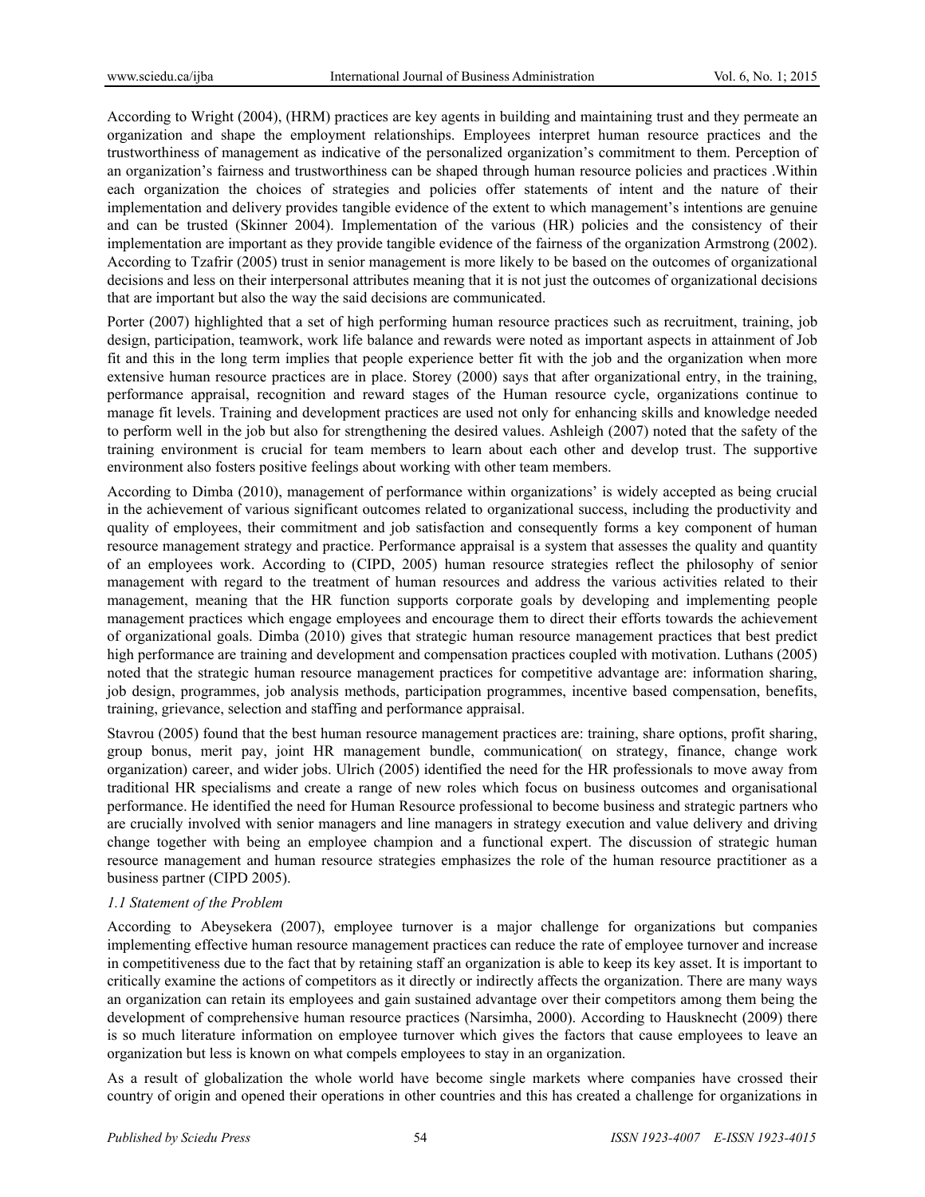According to Wright (2004), (HRM) practices are key agents in building and maintaining trust and they permeate an organization and shape the employment relationships. Employees interpret human resource practices and the trustworthiness of management as indicative of the personalized organization's commitment to them. Perception of an organization's fairness and trustworthiness can be shaped through human resource policies and practices .Within each organization the choices of strategies and policies offer statements of intent and the nature of their implementation and delivery provides tangible evidence of the extent to which management's intentions are genuine and can be trusted (Skinner 2004). Implementation of the various (HR) policies and the consistency of their implementation are important as they provide tangible evidence of the fairness of the organization Armstrong (2002). According to Tzafrir (2005) trust in senior management is more likely to be based on the outcomes of organizational decisions and less on their interpersonal attributes meaning that it is not just the outcomes of organizational decisions that are important but also the way the said decisions are communicated.

Porter (2007) highlighted that a set of high performing human resource practices such as recruitment, training, job design, participation, teamwork, work life balance and rewards were noted as important aspects in attainment of Job fit and this in the long term implies that people experience better fit with the job and the organization when more extensive human resource practices are in place. Storey (2000) says that after organizational entry, in the training, performance appraisal, recognition and reward stages of the Human resource cycle, organizations continue to manage fit levels. Training and development practices are used not only for enhancing skills and knowledge needed to perform well in the job but also for strengthening the desired values. Ashleigh (2007) noted that the safety of the training environment is crucial for team members to learn about each other and develop trust. The supportive environment also fosters positive feelings about working with other team members.

According to Dimba (2010), management of performance within organizations' is widely accepted as being crucial in the achievement of various significant outcomes related to organizational success, including the productivity and quality of employees, their commitment and job satisfaction and consequently forms a key component of human resource management strategy and practice. Performance appraisal is a system that assesses the quality and quantity of an employees work. According to (CIPD, 2005) human resource strategies reflect the philosophy of senior management with regard to the treatment of human resources and address the various activities related to their management, meaning that the HR function supports corporate goals by developing and implementing people management practices which engage employees and encourage them to direct their efforts towards the achievement of organizational goals. Dimba (2010) gives that strategic human resource management practices that best predict high performance are training and development and compensation practices coupled with motivation. Luthans (2005) noted that the strategic human resource management practices for competitive advantage are: information sharing, job design, programmes, job analysis methods, participation programmes, incentive based compensation, benefits, training, grievance, selection and staffing and performance appraisal.

Stavrou (2005) found that the best human resource management practices are: training, share options, profit sharing, group bonus, merit pay, joint HR management bundle, communication( on strategy, finance, change work organization) career, and wider jobs. Ulrich (2005) identified the need for the HR professionals to move away from traditional HR specialisms and create a range of new roles which focus on business outcomes and organisational performance. He identified the need for Human Resource professional to become business and strategic partners who are crucially involved with senior managers and line managers in strategy execution and value delivery and driving change together with being an employee champion and a functional expert. The discussion of strategic human resource management and human resource strategies emphasizes the role of the human resource practitioner as a business partner (CIPD 2005).

### *1.1 Statement of the Problem*

According to Abeysekera (2007), employee turnover is a major challenge for organizations but companies implementing effective human resource management practices can reduce the rate of employee turnover and increase in competitiveness due to the fact that by retaining staff an organization is able to keep its key asset. It is important to critically examine the actions of competitors as it directly or indirectly affects the organization. There are many ways an organization can retain its employees and gain sustained advantage over their competitors among them being the development of comprehensive human resource practices (Narsimha, 2000). According to Hausknecht (2009) there is so much literature information on employee turnover which gives the factors that cause employees to leave an organization but less is known on what compels employees to stay in an organization.

As a result of globalization the whole world have become single markets where companies have crossed their country of origin and opened their operations in other countries and this has created a challenge for organizations in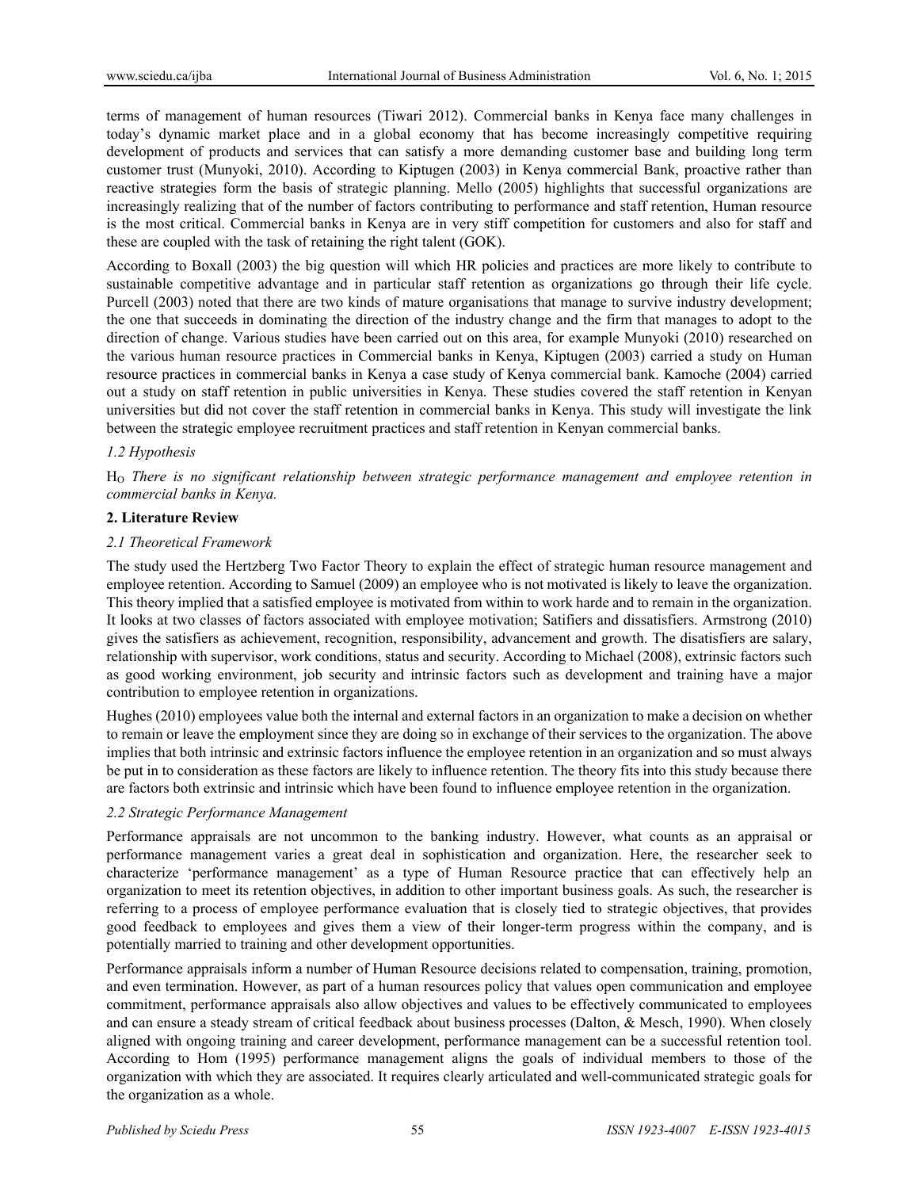terms of management of human resources (Tiwari 2012). Commercial banks in Kenya face many challenges in today's dynamic market place and in a global economy that has become increasingly competitive requiring development of products and services that can satisfy a more demanding customer base and building long term customer trust (Munyoki, 2010). According to Kiptugen (2003) in Kenya commercial Bank, proactive rather than reactive strategies form the basis of strategic planning. Mello (2005) highlights that successful organizations are increasingly realizing that of the number of factors contributing to performance and staff retention, Human resource is the most critical. Commercial banks in Kenya are in very stiff competition for customers and also for staff and these are coupled with the task of retaining the right talent (GOK).

According to Boxall (2003) the big question will which HR policies and practices are more likely to contribute to sustainable competitive advantage and in particular staff retention as organizations go through their life cycle. Purcell (2003) noted that there are two kinds of mature organisations that manage to survive industry development; the one that succeeds in dominating the direction of the industry change and the firm that manages to adopt to the direction of change. Various studies have been carried out on this area, for example Munyoki (2010) researched on the various human resource practices in Commercial banks in Kenya, Kiptugen (2003) carried a study on Human resource practices in commercial banks in Kenya a case study of Kenya commercial bank. Kamoche (2004) carried out a study on staff retention in public universities in Kenya. These studies covered the staff retention in Kenyan universities but did not cover the staff retention in commercial banks in Kenya. This study will investigate the link between the strategic employee recruitment practices and staff retention in Kenyan commercial banks.

### *1.2 Hypothesis*

$H_O$ *There is no significant relationship between strategic performance management and employee retention in commercial banks in Kenya.*

## **2. Literature Review**

### *2.1 Theoretical Framework*

The study used the Hertzberg Two Factor Theory to explain the effect of strategic human resource management and employee retention. According to Samuel (2009) an employee who is not motivated is likely to leave the organization. This theory implied that a satisfied employee is motivated from within to work harde and to remain in the organization. It looks at two classes of factors associated with employee motivation; Satifiers and dissatisfiers. Armstrong (2010) gives the satisfiers as achievement, recognition, responsibility, advancement and growth. The disatisfiers are salary, relationship with supervisor, work conditions, status and security. According to Michael (2008), extrinsic factors such as good working environment, job security and intrinsic factors such as development and training have a major contribution to employee retention in organizations.

Hughes (2010) employees value both the internal and external factors in an organization to make a decision on whether to remain or leave the employment since they are doing so in exchange of their services to the organization. The above implies that both intrinsic and extrinsic factors influence the employee retention in an organization and so must always be put in to consideration as these factors are likely to influence retention. The theory fits into this study because there are factors both extrinsic and intrinsic which have been found to influence employee retention in the organization.

### *2.2 Strategic Performance Management*

Performance appraisals are not uncommon to the banking industry. However, what counts as an appraisal or performance management varies a great deal in sophistication and organization. Here, the researcher seek to characterize 'performance management' as a type of Human Resource practice that can effectively help an organization to meet its retention objectives, in addition to other important business goals. As such, the researcher is referring to a process of employee performance evaluation that is closely tied to strategic objectives, that provides good feedback to employees and gives them a view of their longer-term progress within the company, and is potentially married to training and other development opportunities.

Performance appraisals inform a number of Human Resource decisions related to compensation, training, promotion, and even termination. However, as part of a human resources policy that values open communication and employee commitment, performance appraisals also allow objectives and values to be effectively communicated to employees and can ensure a steady stream of critical feedback about business processes (Dalton, & Mesch, 1990). When closely aligned with ongoing training and career development, performance management can be a successful retention tool. According to Hom (1995) performance management aligns the goals of individual members to those of the organization with which they are associated. It requires clearly articulated and well-communicated strategic goals for the organization as a whole.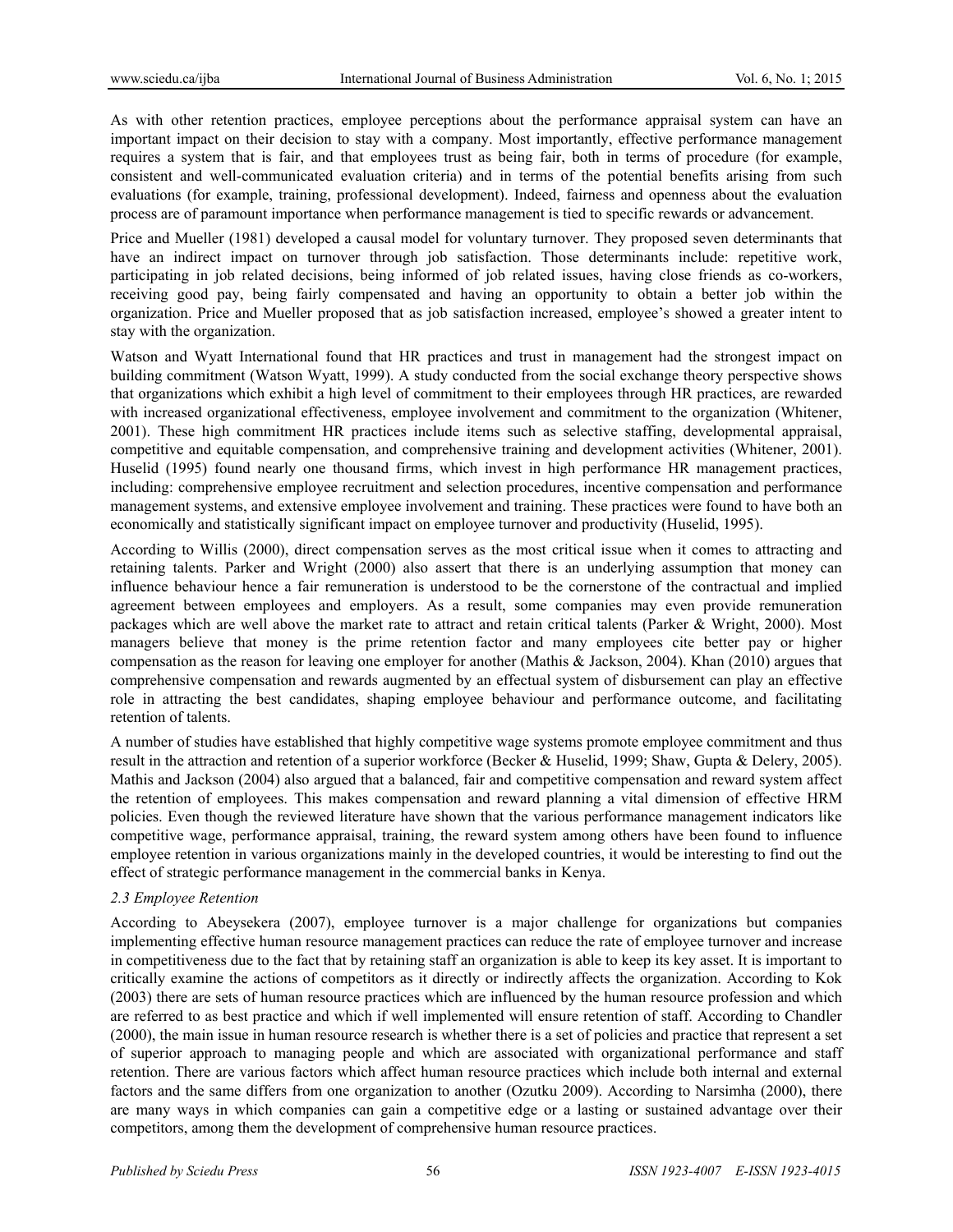As with other retention practices, employee perceptions about the performance appraisal system can have an important impact on their decision to stay with a company. Most importantly, effective performance management requires a system that is fair, and that employees trust as being fair, both in terms of procedure (for example, consistent and well-communicated evaluation criteria) and in terms of the potential benefits arising from such evaluations (for example, training, professional development). Indeed, fairness and openness about the evaluation process are of paramount importance when performance management is tied to specific rewards or advancement.

Price and Mueller (1981) developed a causal model for voluntary turnover. They proposed seven determinants that have an indirect impact on turnover through job satisfaction. Those determinants include: repetitive work, participating in job related decisions, being informed of job related issues, having close friends as co-workers, receiving good pay, being fairly compensated and having an opportunity to obtain a better job within the organization. Price and Mueller proposed that as job satisfaction increased, employee's showed a greater intent to stay with the organization.

Watson and Wyatt International found that HR practices and trust in management had the strongest impact on building commitment (Watson Wyatt, 1999). A study conducted from the social exchange theory perspective shows that organizations which exhibit a high level of commitment to their employees through HR practices, are rewarded with increased organizational effectiveness, employee involvement and commitment to the organization (Whitener, 2001). These high commitment HR practices include items such as selective staffing, developmental appraisal, competitive and equitable compensation, and comprehensive training and development activities (Whitener, 2001). Huselid (1995) found nearly one thousand firms, which invest in high performance HR management practices, including: comprehensive employee recruitment and selection procedures, incentive compensation and performance management systems, and extensive employee involvement and training. These practices were found to have both an economically and statistically significant impact on employee turnover and productivity (Huselid, 1995).

According to Willis (2000), direct compensation serves as the most critical issue when it comes to attracting and retaining talents. Parker and Wright (2000) also assert that there is an underlying assumption that money can influence behaviour hence a fair remuneration is understood to be the cornerstone of the contractual and implied agreement between employees and employers. As a result, some companies may even provide remuneration packages which are well above the market rate to attract and retain critical talents (Parker & Wright, 2000). Most managers believe that money is the prime retention factor and many employees cite better pay or higher compensation as the reason for leaving one employer for another (Mathis & Jackson, 2004). Khan (2010) argues that comprehensive compensation and rewards augmented by an effectual system of disbursement can play an effective role in attracting the best candidates, shaping employee behaviour and performance outcome, and facilitating retention of talents.

A number of studies have established that highly competitive wage systems promote employee commitment and thus result in the attraction and retention of a superior workforce (Becker & Huselid, 1999; Shaw, Gupta & Delery, 2005). Mathis and Jackson (2004) also argued that a balanced, fair and competitive compensation and reward system affect the retention of employees. This makes compensation and reward planning a vital dimension of effective HRM policies. Even though the reviewed literature have shown that the various performance management indicators like competitive wage, performance appraisal, training, the reward system among others have been found to influence employee retention in various organizations mainly in the developed countries, it would be interesting to find out the effect of strategic performance management in the commercial banks in Kenya.

### *2.3 Employee Retention*

According to Abeysekera (2007), employee turnover is a major challenge for organizations but companies implementing effective human resource management practices can reduce the rate of employee turnover and increase in competitiveness due to the fact that by retaining staff an organization is able to keep its key asset. It is important to critically examine the actions of competitors as it directly or indirectly affects the organization. According to Kok (2003) there are sets of human resource practices which are influenced by the human resource profession and which are referred to as best practice and which if well implemented will ensure retention of staff. According to Chandler (2000), the main issue in human resource research is whether there is a set of policies and practice that represent a set of superior approach to managing people and which are associated with organizational performance and staff retention. There are various factors which affect human resource practices which include both internal and external factors and the same differs from one organization to another (Ozutku 2009). According to Narsimha (2000), there are many ways in which companies can gain a competitive edge or a lasting or sustained advantage over their competitors, among them the development of comprehensive human resource practices.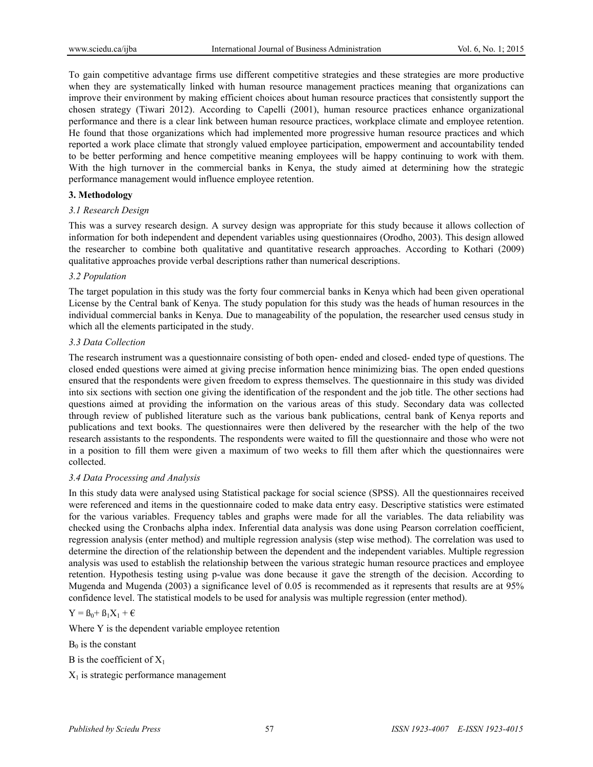To gain competitive advantage firms use different competitive strategies and these strategies are more productive when they are systematically linked with human resource management practices meaning that organizations can improve their environment by making efficient choices about human resource practices that consistently support the chosen strategy (Tiwari 2012). According to Capelli (2001), human resource practices enhance organizational performance and there is a clear link between human resource practices, workplace climate and employee retention. He found that those organizations which had implemented more progressive human resource practices and which reported a work place climate that strongly valued employee participation, empowerment and accountability tended to be better performing and hence competitive meaning employees will be happy continuing to work with them. With the high turnover in the commercial banks in Kenya, the study aimed at determining how the strategic performance management would influence employee retention.

## 3. Methodology

### 3.1 Research Design

This was a survey research design. A survey design was appropriate for this study because it allows collection of information for both independent and dependent variables using questionnaires (Orodho, 2003). This design allowed the researcher to combine both qualitative and quantitative research approaches. According to Kothari (2009) qualitative approaches provide verbal descriptions rather than numerical descriptions.

### 3.2 Population

The target population in this study was the forty four commercial banks in Kenya which had been given operational License by the Central bank of Kenya. The study population for this study was the heads of human resources in the individual commercial banks in Kenya. Due to manageability of the population, the researcher used census study in which all the elements participated in the study.

### 3.3 Data Collection

The research instrument was a questionnaire consisting of both open- ended and closed- ended type of questions. The closed ended questions were aimed at giving precise information hence minimizing bias. The open ended questions ensured that the respondents were given freedom to express themselves. The questionnaire in this study was divided into six sections with section one giving the identification of the respondent and the job title. The other sections had questions aimed at providing the information on the various areas of this study. Secondary data was collected through review of published literature such as the various bank publications, central bank of Kenya reports and publications and text books. The questionnaires were then delivered by the researcher with the help of the two research assistants to the respondents. The respondents were waited to fill the questionnaire and those who were not in a position to fill them were given a maximum of two weeks to fill them after which the questionnaires were collected.

### 3.4 Data Processing and Analysis

In this study data were analysed using Statistical package for social science (SPSS). All the questionnaires received were referenced and items in the questionnaire coded to make data entry easy. Descriptive statistics were estimated for the various variables. Frequency tables and graphs were made for all the variables. The data reliability was checked using the Cronbachs alpha index. Inferential data analysis was done using Pearson correlation coefficient, regression analysis (enter method) and multiple regression analysis (step wise method). The correlation was used to determine the direction of the relationship between the dependent and the independent variables. Multiple regression analysis was used to establish the relationship between the various strategic human resource practices and employee retention. Hypothesis testing using p-value was done because it gave the strength of the decision. According to Mugenda and Mugenda (2003) a significance level of 0.05 is recommended as it represents that results are at 95% confidence level. The statistical models to be used for analysis was multiple regression (enter method).

$Y = ß_0 + ß_1X_1 + €$

Where Y is the dependent variable employee retention

$B_0$ is the constant

B is the coefficient of $X_1$

$X_1$ is strategic performance management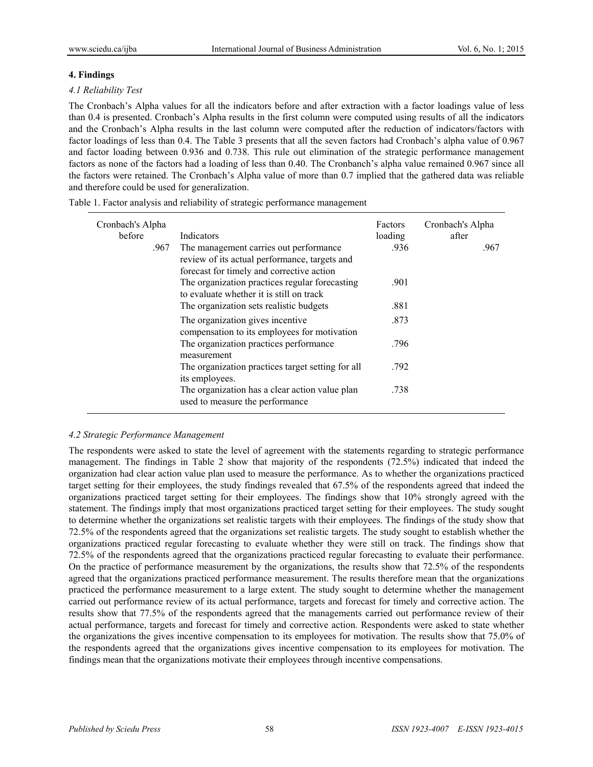## 4. Findings

### *4.1 Reliability Test*

The Cronbach's Alpha values for all the indicators before and after extraction with a factor loadings value of less than 0.4 is presented. Cronbach's Alpha results in the first column were computed using results of all the indicators and the Cronbach's Alpha results in the last column were computed after the reduction of indicators/factors with factor loadings of less than 0.4. The Table 3 presents that all the seven factors had Cronbach's alpha value of 0.967 and factor loading between 0.936 and 0.738. This rule out elimination of the strategic performance management factors as none of the factors had a loading of less than 0.40. The Cronbanch's alpha value remained 0.967 since all the factors were retained. The Cronbach's Alpha value of more than 0.7 implied that the gathered data was reliable and therefore could be used for generalization.

Table 1. Factor analysis and reliability of strategic performance management

| Cronbach's Alpha before | Indicators | Factors loading | Cronbach's Alpha after |
|---|---|---|---|
| .967 | The management carries out performance review of its actual performance, targets and forecast for timely and corrective action | .936 | .967 |
| | The organization practices regular forecasting to evaluate whether it is still on track | .901 | |
| | The organization sets realistic budgets | .881 | |
| | The organization gives incentive compensation to its employees for motivation | .873 | |
| | The organization practices performance measurement | .796 | |
| | The organization practices target setting for all its employees. | .792 | |
| | The organization has a clear action value plan used to measure the performance | .738 | |

### *4.2 Strategic Performance Management*

The respondents were asked to state the level of agreement with the statements regarding to strategic performance management. The findings in Table 2 show that majority of the respondents (72.5%) indicated that indeed the organization had clear action value plan used to measure the performance. As to whether the organizations practiced target setting for their employees, the study findings revealed that 67.5% of the respondents agreed that indeed the organizations practiced target setting for their employees. The findings show that 10% strongly agreed with the statement. The findings imply that most organizations practiced target setting for their employees. The study sought to determine whether the organizations set realistic targets with their employees. The findings of the study show that 72.5% of the respondents agreed that the organizations set realistic targets. The study sought to establish whether the organizations practiced regular forecasting to evaluate whether they were still on track. The findings show that 72.5% of the respondents agreed that the organizations practiced regular forecasting to evaluate their performance. On the practice of performance measurement by the organizations, the results show that 72.5% of the respondents agreed that the organizations practiced performance measurement. The results therefore mean that the organizations practiced the performance measurement to a large extent. The study sought to determine whether the management carried out performance review of its actual performance, targets and forecast for timely and corrective action. The results show that 77.5% of the respondents agreed that the managements carried out performance review of their actual performance, targets and forecast for timely and corrective action. Respondents were asked to state whether the organizations the gives incentive compensation to its employees for motivation. The results show that 75.0% of the respondents agreed that the organizations gives incentive compensation to its employees for motivation. The findings mean that the organizations motivate their employees through incentive compensations.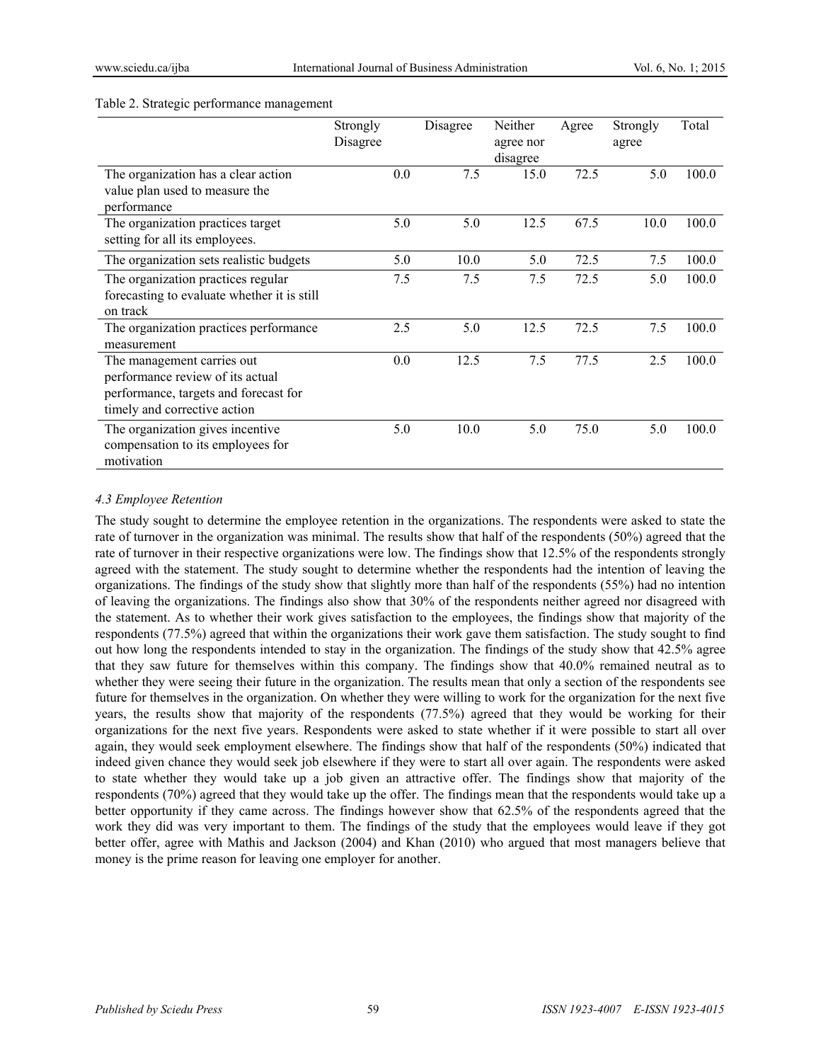Table 2. Strategic performance management

| | Strongly Disagree | Disagree | Neither agree nor disagree | Agree | Strongly agree | Total |
|---|---|---|---|---|---|---|
| The organization has a clear action value plan used to measure the performance | 0.0 | 7.5 | 15.0 | 72.5 | 5.0 | 100.0 |
| The organization practices target setting for all its employees. | 5.0 | 5.0 | 12.5 | 67.5 | 10.0 | 100.0 |
| The organization sets realistic budgets | 5.0 | 10.0 | 5.0 | 72.5 | 7.5 | 100.0 |
| The organization practices regular forecasting to evaluate whether it is still on track | 7.5 | 7.5 | 7.5 | 72.5 | 5.0 | 100.0 |
| The organization practices performance measurement | 2.5 | 5.0 | 12.5 | 72.5 | 7.5 | 100.0 |
| The management carries out performance review of its actual performance, targets and forecast for timely and corrective action | 0.0 | 12.5 | 7.5 | 77.5 | 2.5 | 100.0 |
| The organization gives incentive compensation to its employees for motivation | 5.0 | 10.0 | 5.0 | 75.0 | 5.0 | 100.0 |

### *4.3 Employee Retention*

The study sought to determine the employee retention in the organizations. The respondents were asked to state the rate of turnover in the organization was minimal. The results show that half of the respondents (50%) agreed that the rate of turnover in their respective organizations were low. The findings show that 12.5% of the respondents strongly agreed with the statement. The study sought to determine whether the respondents had the intention of leaving the organizations. The findings of the study show that slightly more than half of the respondents (55%) had no intention of leaving the organizations. The findings also show that 30% of the respondents neither agreed nor disagreed with the statement. As to whether their work gives satisfaction to the employees, the findings show that majority of the respondents (77.5%) agreed that within the organizations their work gave them satisfaction. The study sought to find out how long the respondents intended to stay in the organization. The findings of the study show that 42.5% agree that they saw future for themselves within this company. The findings show that 40.0% remained neutral as to whether they were seeing their future in the organization. The results mean that only a section of the respondents see future for themselves in the organization. On whether they were willing to work for the organization for the next five years, the results show that majority of the respondents (77.5%) agreed that they would be working for their organizations for the next five years. Respondents were asked to state whether if it were possible to start all over again, they would seek employment elsewhere. The findings show that half of the respondents (50%) indicated that indeed given chance they would seek job elsewhere if they were to start all over again. The respondents were asked to state whether they would take up a job given an attractive offer. The findings show that majority of the respondents (70%) agreed that they would take up the offer. The findings mean that the respondents would take up a better opportunity if they came across. The findings however show that 62.5% of the respondents agreed that the work they did was very important to them. The findings of the study that the employees would leave if they got better offer, agree with Mathis and Jackson (2004) and Khan (2010) who argued that most managers believe that money is the prime reason for leaving one employer for another.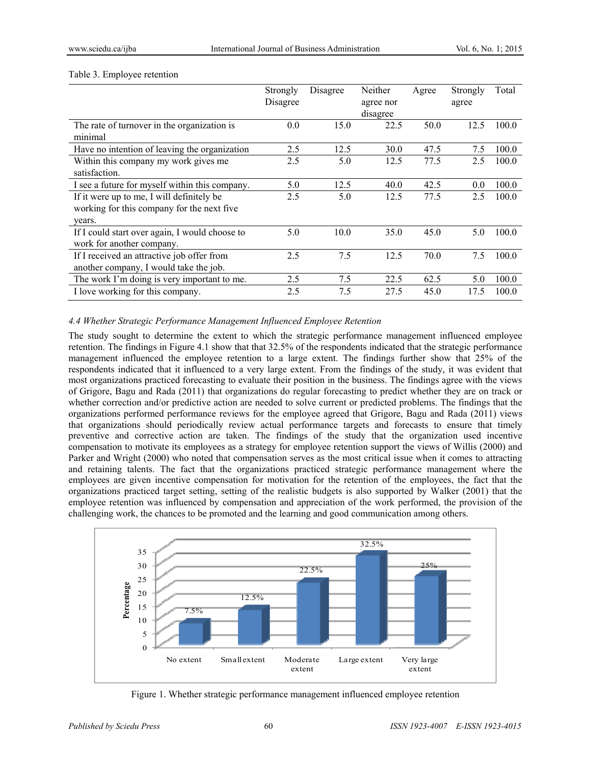Table 3. Employee retention

| | Strongly Disagree | Disagree | Neither agree nor disagree | Agree | Strongly agree | Total |
|---|---|---|---|---|---|---|
| The rate of turnover in the organization is minimal | 0.0 | 15.0 | 22.5 | 50.0 | 12.5 | 100.0 |
| Have no intention of leaving the organization | 2.5 | 12.5 | 30.0 | 47.5 | 7.5 | 100.0 |
| Within this company my work gives me satisfaction. | 2.5 | 5.0 | 12.5 | 77.5 | 2.5 | 100.0 |
| I see a future for myself within this company. | 5.0 | 12.5 | 40.0 | 42.5 | 0.0 | 100.0 |
| If it were up to me, I will definitely be working for this company for the next five years. | 2.5 | 5.0 | 12.5 | 77.5 | 2.5 | 100.0 |
| If I could start over again, I would choose to work for another company. | 5.0 | 10.0 | 35.0 | 45.0 | 5.0 | 100.0 |
| If I received an attractive job offer from another company, I would take the job. | 2.5 | 7.5 | 12.5 | 70.0 | 7.5 | 100.0 |
| The work I'm doing is very important to me. | 2.5 | 7.5 | 22.5 | 62.5 | 5.0 | 100.0 |
| I love working for this company. | 2.5 | 7.5 | 27.5 | 45.0 | 17.5 | 100.0 |

### *4.4 Whether Strategic Performance Management Influenced Employee Retention*

The study sought to determine the extent to which the strategic performance management influenced employee retention. The findings in Figure 4.1 show that that 32.5% of the respondents indicated that the strategic performance management influenced the employee retention to a large extent. The findings further show that 25% of the respondents indicated that it influenced to a very large extent. From the findings of the study, it was evident that most organizations practiced forecasting to evaluate their position in the business. The findings agree with the views of Grigore, Bagu and Rada (2011) that organizations do regular forecasting to predict whether they are on track or whether correction and/or predictive action are needed to solve current or predicted problems. The findings that the organizations performed performance reviews for the employee agreed that Grigore, Bagu and Rada (2011) views that organizations should periodically review actual performance targets and forecasts to ensure that timely preventive and corrective action are taken. The findings of the study that the organization used incentive compensation to motivate its employees as a strategy for employee retention support the views of Willis (2000) and Parker and Wright (2000) who noted that compensation serves as the most critical issue when it comes to attracting and retaining talents. The fact that the organizations practiced strategic performance management where the employees are given incentive compensation for motivation for the retention of the employees, the fact that the organizations practiced target setting, setting of the realistic budgets is also supported by Walker (2001) that the employee retention was influenced by compensation and appreciation of the work performed, the provision of the challenging work, the chances to be promoted and the learning and good communication among others.

| Extent | Percentage |
|---|---|
| No extent | 7.5% |
| Small extent | 12.5% |
| Moderate extent | 22.5% |
| Large extent | 32.5% |
| Very large extent | 25% |

Figure 1. Whether strategic performance management influenced employee retention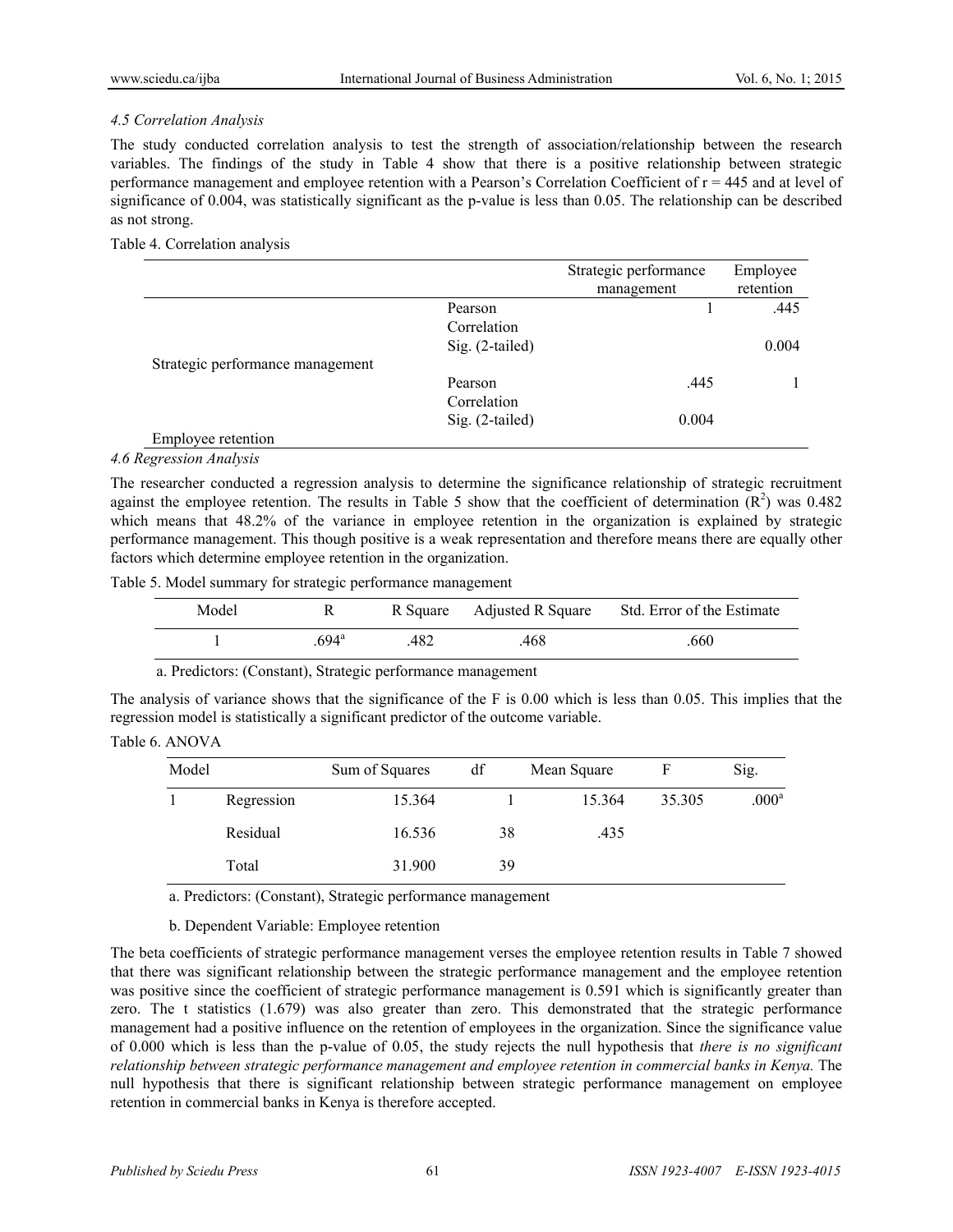### *4.5 Correlation Analysis*

The study conducted correlation analysis to test the strength of association/relationship between the research variables. The findings of the study in Table 4 show that there is a positive relationship between strategic performance management and employee retention with a Pearson's Correlation Coefficient of r = 445 and at level of significance of 0.004, was statistically significant as the p-value is less than 0.05. The relationship can be described as not strong.

Table 4. Correlation analysis

| | | Strategic performance management | Employee retention |
|---|---|---|---|
| Strategic performance management | Pearson Correlation | 1 | .445 |
| | Sig. (2-tailed) | | 0.004 |
| Employee retention | Pearson Correlation | .445 | 1 |
| | Sig. (2-tailed) | 0.004 | |

### *4.6 Regression Analysis*

The researcher conducted a regression analysis to determine the significance relationship of strategic recruitment against the employee retention. The results in Table 5 show that the coefficient of determination ($R^2$) was 0.482 which means that 48.2% of the variance in employee retention in the organization is explained by strategic performance management. This though positive is a weak representation and therefore means there are equally other factors which determine employee retention in the organization.

Table 5. Model summary for strategic performance management

| Model | R | R Square | Adjusted R Square | Std. Error of the Estimate |
|---|---|---|---|---|
| 1 | .694[a] | .482 | .468 | .660 |

a. Predictors: (Constant), Strategic performance management

The analysis of variance shows that the significance of the F is 0.00 which is less than 0.05. This implies that the regression model is statistically a significant predictor of the outcome variable.

Table 6. ANOVA

| Model | | Sum of Squares | df | Mean Square | F | Sig. |
|---|---|---|---|---|---|---|
| 1 | Regression | 15.364 | 1 | 15.364 | 35.305 | .000[a] |
| | Residual | 16.536 | 38 | .435 | | |
| | Total | 31.900 | 39 | | | |

a. Predictors: (Constant), Strategic performance management

b. Dependent Variable: Employee retention

The beta coefficients of strategic performance management verses the employee retention results in Table 7 showed that there was significant relationship between the strategic performance management and the employee retention was positive since the coefficient of strategic performance management is 0.591 which is significantly greater than zero. The t statistics (1.679) was also greater than zero. This demonstrated that the strategic performance management had a positive influence on the retention of employees in the organization. Since the significance value of 0.000 which is less than the p-value of 0.05, the study rejects the null hypothesis that *there is no significant relationship between strategic performance management and employee retention in commercial banks in Kenya.* The null hypothesis that there is significant relationship between strategic performance management on employee retention in commercial banks in Kenya is therefore accepted.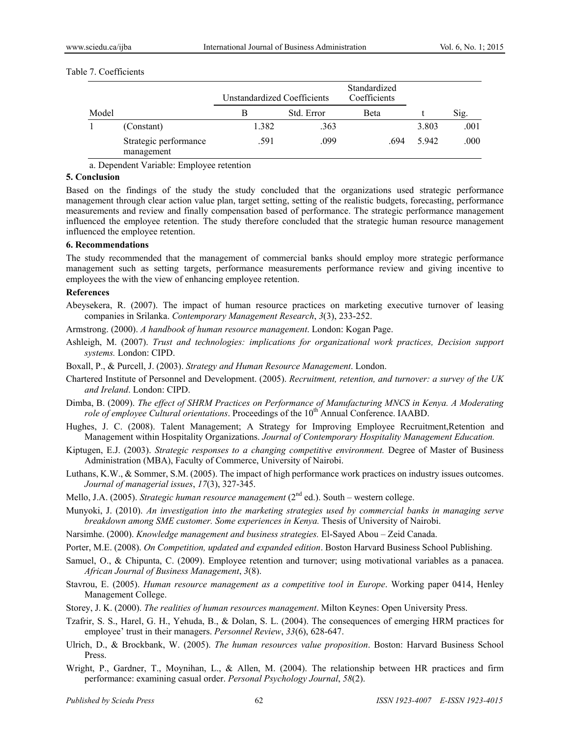Table 7. Coefficients

| Model | | Unstandardized Coefficients | | Standardized Coefficients | | |
|---|---|---|---|---|---|---|
| | | B | Std. Error | Beta | t | Sig. |
| 1 | (Constant) | 1.382 | .363 | | 3.803 | .001 |
| | Strategic performance management | .591 | .099 | .694 | 5.942 | .000 |

a. Dependent Variable: Employee retention

## 5. Conclusion

Based on the findings of the study the study concluded that the organizations used strategic performance management through clear action value plan, target setting, setting of the realistic budgets, forecasting, performance measurements and review and finally compensation based of performance. The strategic performance management influenced the employee retention. The study therefore concluded that the strategic human resource management influenced the employee retention.

## 6. Recommendations

The study recommended that the management of commercial banks should employ more strategic performance management such as setting targets, performance measurements performance review and giving incentive to employees the with the view of enhancing employee retention.

## References

Abeysekera, R. (2007). The impact of human resource practices on marketing executive turnover of leasing companies in Srilanka. *Contemporary Management Research*, *3*(3), 233-252.

Armstrong. (2000). *A handbook of human resource management*. London: Kogan Page.

Ashleigh, M. (2007). *Trust and technologies: implications for organizational work practices, Decision support systems.* London: CIPD.

Boxall, P., & Purcell, J. (2003). *Strategy and Human Resource Management*. London.

Chartered Institute of Personnel and Development. (2005). *Recruitment, retention, and turnover: a survey of the UK and Ireland*. London: CIPD.

Dimba, B. (2009). *The effect of SHRM Practices on Performance of Manufacturing MNCS in Kenya. A Moderating role of employee Cultural orientations*. Proceedings of the 10th Annual Conference. IAABD.

Hughes, J. C. (2008). Talent Management; A Strategy for Improving Employee Recruitment,Retention and Management within Hospitality Organizations. *Journal of Contemporary Hospitality Management Education.*

Kiptugen, E.J. (2003). *Strategic responses to a changing competitive environment.* Degree of Master of Business Administration (MBA), Faculty of Commerce, University of Nairobi.

Luthans, K.W., & Sommer, S.M. (2005). The impact of high performance work practices on industry issues outcomes. *Journal of managerial issues*, *17*(3), 327-345.

Mello, J.A. (2005). *Strategic human resource management* (2nd ed.). South – western college.

Munyoki, J. (2010). *An investigation into the marketing strategies used by commercial banks in managing serve breakdown among SME customer. Some experiences in Kenya.* Thesis of University of Nairobi.

Narsimhe. (2000). *Knowledge management and business strategies.* El-Sayed Abou – Zeid Canada.

Porter, M.E. (2008). *On Competition, updated and expanded edition*. Boston Harvard Business School Publishing.

Samuel, O., & Chipunta, C. (2009). Employee retention and turnover; using motivational variables as a panacea. *African Journal of Business Management*, *3*(8).

Stavrou, E. (2005). *Human resource management as a competitive tool in Europe*. Working paper 0414, Henley Management College.

Storey, J. K. (2000). *The realities of human resources management*. Milton Keynes: Open University Press.

Tzafrir, S. S., Harel, G. H., Yehuda, B., & Dolan, S. L. (2004). The consequences of emerging HRM practices for employee' trust in their managers. *Personnel Review*, *33*(6), 628-647.

Ulrich, D., & Brockbank, W. (2005). *The human resources value proposition*. Boston: Harvard Business School Press.

Wright, P., Gardner, T., Moynihan, L., & Allen, M. (2004). The relationship between HR practices and firm performance: examining casual order. *Personal Psychology Journal*, *58*(2).